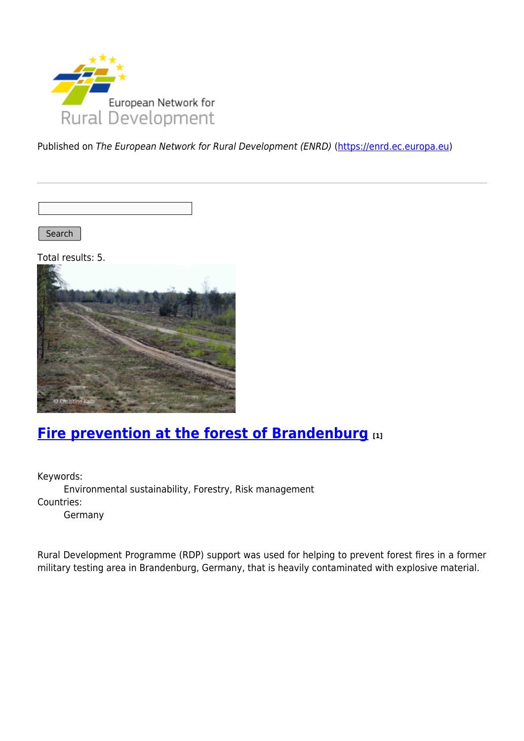Published on *The European Network for Rural Development (ENRD)* (https://enrd.ec.europa.eu)

Search

Total results: 5.

## Fire prevention at the forest of Brandenburg [1]

Keywords:
  Environmental sustainability, Forestry, Risk management
Countries:
  Germany

Rural Development Programme (RDP) support was used for helping to prevent forest fires in a former military testing area in Brandenburg, Germany, that is heavily contaminated with explosive material.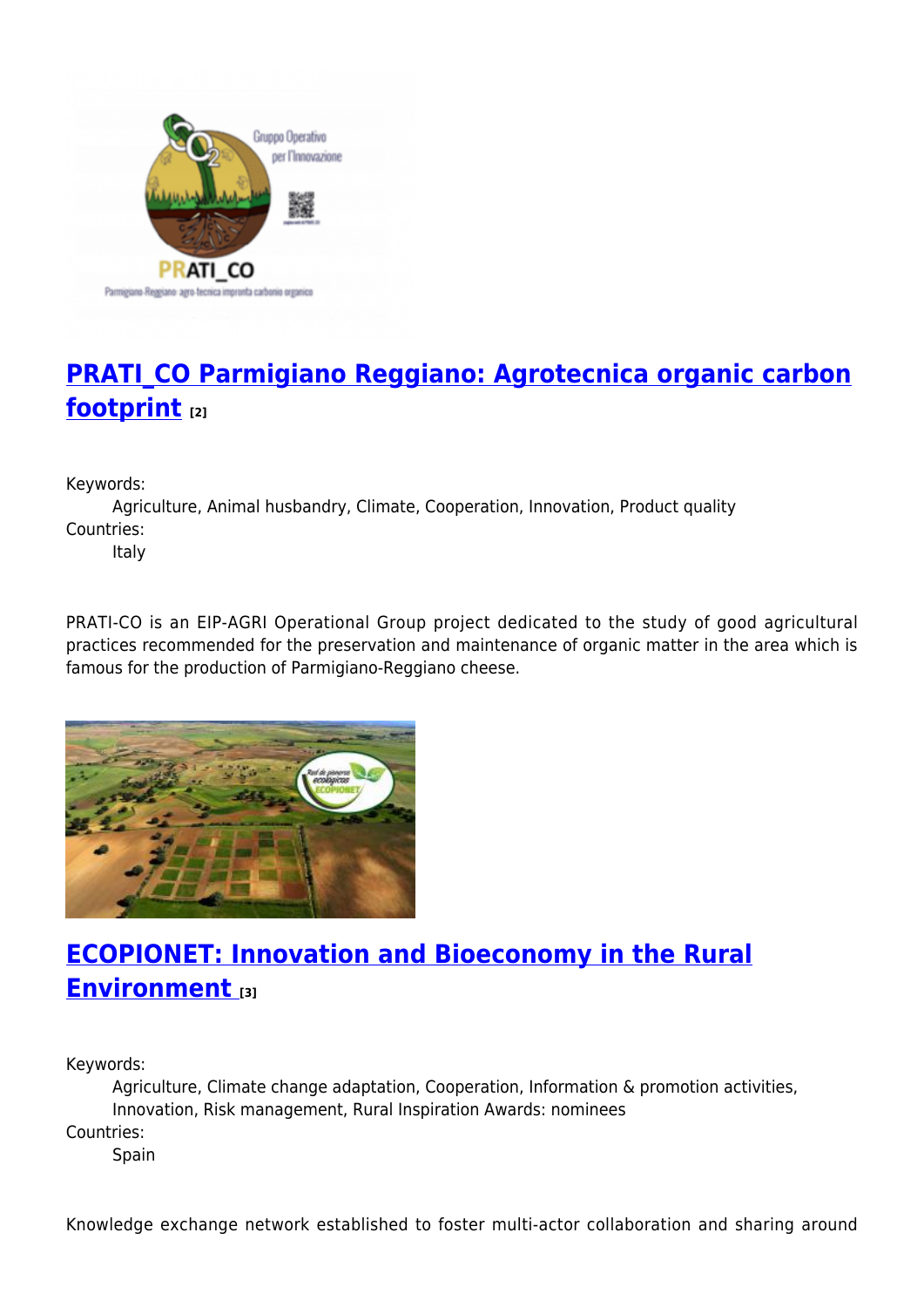## [PRATI_CO Parmigiano Reggiano: Agrotecnica organic carbon footprint](#) [2]

Keywords:
: Agriculture, Animal husbandry, Climate, Cooperation, Innovation, Product quality

Countries:
: Italy

PRATI-CO is an EIP-AGRI Operational Group project dedicated to the study of good agricultural practices recommended for the preservation and maintenance of organic matter in the area which is famous for the production of Parmigiano-Reggiano cheese.

## [ECOPIONET: Innovation and Bioeconomy in the Rural Environment](#) [3]

Keywords:
: Agriculture, Climate change adaptation, Cooperation, Information & promotion activities, Innovation, Risk management, Rural Inspiration Awards: nominees

Countries:
: Spain

Knowledge exchange network established to foster multi-actor collaboration and sharing around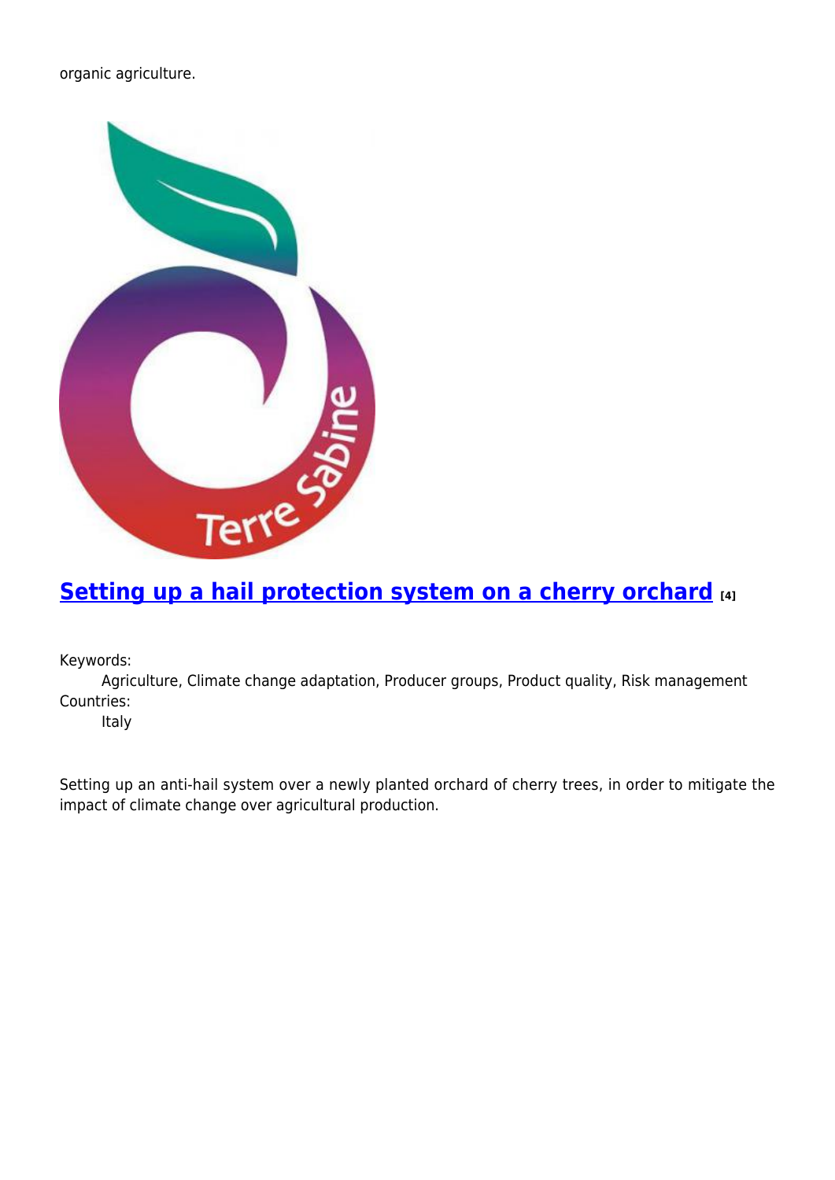organic agriculture.

## [Setting up a hail protection system on a cherry orchard](#) [4]

Keywords:
: Agriculture, Climate change adaptation, Producer groups, Product quality, Risk management

Countries:
: Italy

Setting up an anti-hail system over a newly planted orchard of cherry trees, in order to mitigate the impact of climate change over agricultural production.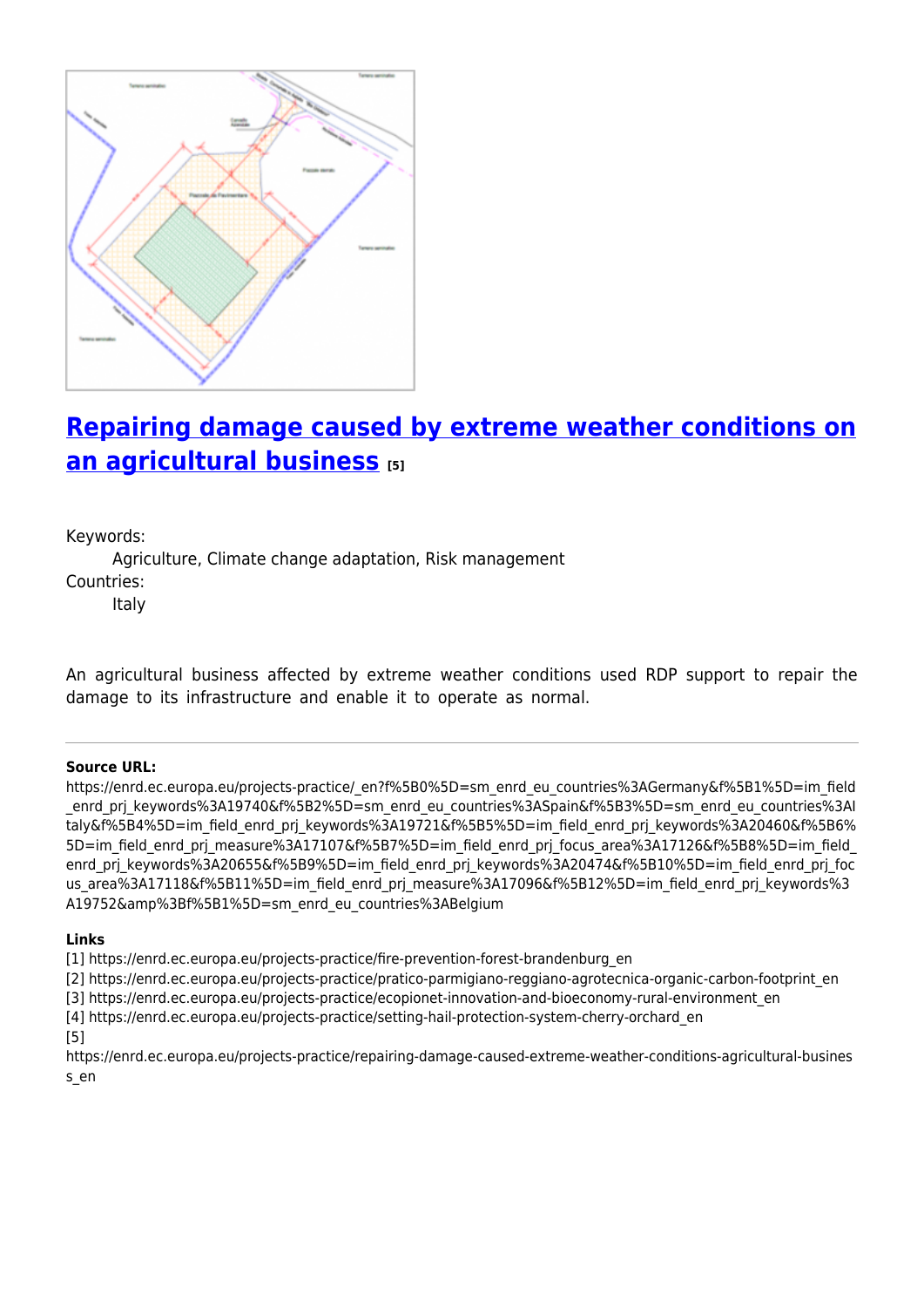## [Repairing damage caused by extreme weather conditions on an agricultural business](https://enrd.ec.europa.eu/projects-practice/repairing-damage-caused-extreme-weather-conditions-agricultural-business_en) [5]

Keywords:
    Agriculture, Climate change adaptation, Risk management

Countries:
    Italy

An agricultural business affected by extreme weather conditions used RDP support to repair the damage to its infrastructure and enable it to operate as normal.

---

**Source URL:**
https://enrd.ec.europa.eu/projects-practice/_en?f%5B0%5D=sm_enrd_eu_countries%3AGermany&f%5B1%5D=im_field_enrd_prj_keywords%3A19740&f%5B2%5D=sm_enrd_eu_countries%3ASpain&f%5B3%5D=sm_enrd_eu_countries%3AItaly&f%5B4%5D=im_field_enrd_prj_keywords%3A19721&f%5B5%5D=im_field_enrd_prj_keywords%3A20460&f%5B6%5D=im_field_enrd_prj_measure%3A17107&f%5B7%5D=im_field_enrd_prj_focus_area%3A17126&f%5B8%5D=im_field_enrd_prj_keywords%3A20655&f%5B9%5D=im_field_enrd_prj_keywords%3A20474&f%5B10%5D=im_field_enrd_prj_focus_area%3A17118&f%5B11%5D=im_field_enrd_prj_measure%3A17096&f%5B12%5D=im_field_enrd_prj_keywords%3A19752&amp%3Bf%5B1%5D=sm_enrd_eu_countries%3ABelgium

**Links**

[1] https://enrd.ec.europa.eu/projects-practice/fire-prevention-forest-brandenburg_en
[2] https://enrd.ec.europa.eu/projects-practice/pratico-parmigiano-reggiano-agrotecnica-organic-carbon-footprint_en
[3] https://enrd.ec.europa.eu/projects-practice/ecopionet-innovation-and-bioeconomy-rural-environment_en
[4] https://enrd.ec.europa.eu/projects-practice/setting-hail-protection-system-cherry-orchard_en
[5] https://enrd.ec.europa.eu/projects-practice/repairing-damage-caused-extreme-weather-conditions-agricultural-business_en